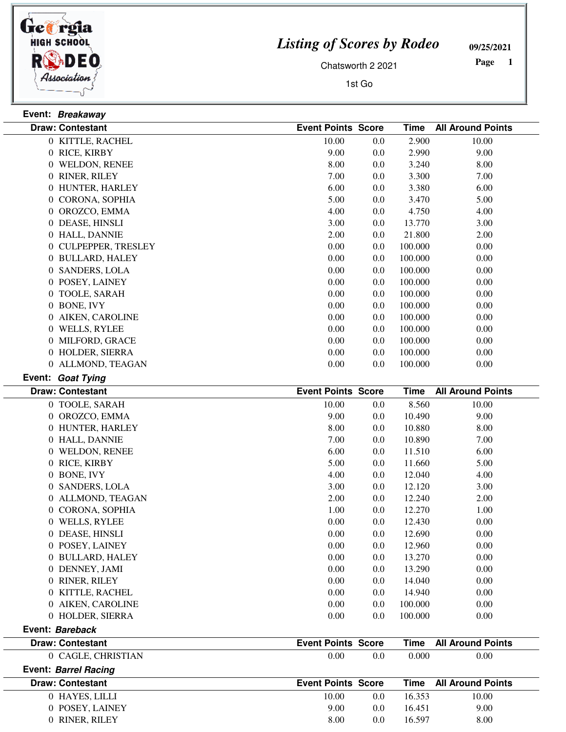# Listing of Scores by Rodeo

Chatsworth 2 2021

1st Go

09/25/2021

**Event:** ***Breakaway***

| Draw | Contestant | Event Points | Score | Time | All Around Points |
|---|---|---|---|---|---|
| 0 | KITTLE, RACHEL | 10.00 | 0.0 | 2.900 | 10.00 |
| 0 | RICE, KIRBY | 9.00 | 0.0 | 2.990 | 9.00 |
| 0 | WELDON, RENEE | 8.00 | 0.0 | 3.240 | 8.00 |
| 0 | RINER, RILEY | 7.00 | 0.0 | 3.300 | 7.00 |
| 0 | HUNTER, HARLEY | 6.00 | 0.0 | 3.380 | 6.00 |
| 0 | CORONA, SOPHIA | 5.00 | 0.0 | 3.470 | 5.00 |
| 0 | OROZCO, EMMA | 4.00 | 0.0 | 4.750 | 4.00 |
| 0 | DEASE, HINSLI | 3.00 | 0.0 | 13.770 | 3.00 |
| 0 | HALL, DANNIE | 2.00 | 0.0 | 21.800 | 2.00 |
| 0 | CULPEPPER, TRESLEY | 0.00 | 0.0 | 100.000 | 0.00 |
| 0 | BULLARD, HALEY | 0.00 | 0.0 | 100.000 | 0.00 |
| 0 | SANDERS, LOLA | 0.00 | 0.0 | 100.000 | 0.00 |
| 0 | POSEY, LAINEY | 0.00 | 0.0 | 100.000 | 0.00 |
| 0 | TOOLE, SARAH | 0.00 | 0.0 | 100.000 | 0.00 |
| 0 | BONE, IVY | 0.00 | 0.0 | 100.000 | 0.00 |
| 0 | AIKEN, CAROLINE | 0.00 | 0.0 | 100.000 | 0.00 |
| 0 | WELLS, RYLEE | 0.00 | 0.0 | 100.000 | 0.00 |
| 0 | MILFORD, GRACE | 0.00 | 0.0 | 100.000 | 0.00 |
| 0 | HOLDER, SIERRA | 0.00 | 0.0 | 100.000 | 0.00 |
| 0 | ALLMOND, TEAGAN | 0.00 | 0.0 | 100.000 | 0.00 |

**Event:** ***Goat Tying***

| Draw | Contestant | Event Points | Score | Time | All Around Points |
|---|---|---|---|---|---|
| 0 | TOOLE, SARAH | 10.00 | 0.0 | 8.560 | 10.00 |
| 0 | OROZCO, EMMA | 9.00 | 0.0 | 10.490 | 9.00 |
| 0 | HUNTER, HARLEY | 8.00 | 0.0 | 10.880 | 8.00 |
| 0 | HALL, DANNIE | 7.00 | 0.0 | 10.890 | 7.00 |
| 0 | WELDON, RENEE | 6.00 | 0.0 | 11.510 | 6.00 |
| 0 | RICE, KIRBY | 5.00 | 0.0 | 11.660 | 5.00 |
| 0 | BONE, IVY | 4.00 | 0.0 | 12.040 | 4.00 |
| 0 | SANDERS, LOLA | 3.00 | 0.0 | 12.120 | 3.00 |
| 0 | ALLMOND, TEAGAN | 2.00 | 0.0 | 12.240 | 2.00 |
| 0 | CORONA, SOPHIA | 1.00 | 0.0 | 12.270 | 1.00 |
| 0 | WELLS, RYLEE | 0.00 | 0.0 | 12.430 | 0.00 |
| 0 | DEASE, HINSLI | 0.00 | 0.0 | 12.690 | 0.00 |
| 0 | POSEY, LAINEY | 0.00 | 0.0 | 12.960 | 0.00 |
| 0 | BULLARD, HALEY | 0.00 | 0.0 | 13.270 | 0.00 |
| 0 | DENNEY, JAMI | 0.00 | 0.0 | 13.290 | 0.00 |
| 0 | RINER, RILEY | 0.00 | 0.0 | 14.040 | 0.00 |
| 0 | KITTLE, RACHEL | 0.00 | 0.0 | 14.940 | 0.00 |
| 0 | AIKEN, CAROLINE | 0.00 | 0.0 | 100.000 | 0.00 |
| 0 | HOLDER, SIERRA | 0.00 | 0.0 | 100.000 | 0.00 |

**Event:** ***Bareback***

| Draw | Contestant | Event Points | Score | Time | All Around Points |
|---|---|---|---|---|---|
| 0 | CAGLE, CHRISTIAN | 0.00 | 0.0 | 0.000 | 0.00 |

**Event:** ***Barrel Racing***

| Draw | Contestant | Event Points | Score | Time | All Around Points |
|---|---|---|---|---|---|
| 0 | HAYES, LILLI | 10.00 | 0.0 | 16.353 | 10.00 |
| 0 | POSEY, LAINEY | 9.00 | 0.0 | 16.451 | 9.00 |
| 0 | RINER, RILEY | 8.00 | 0.0 | 16.597 | 8.00 |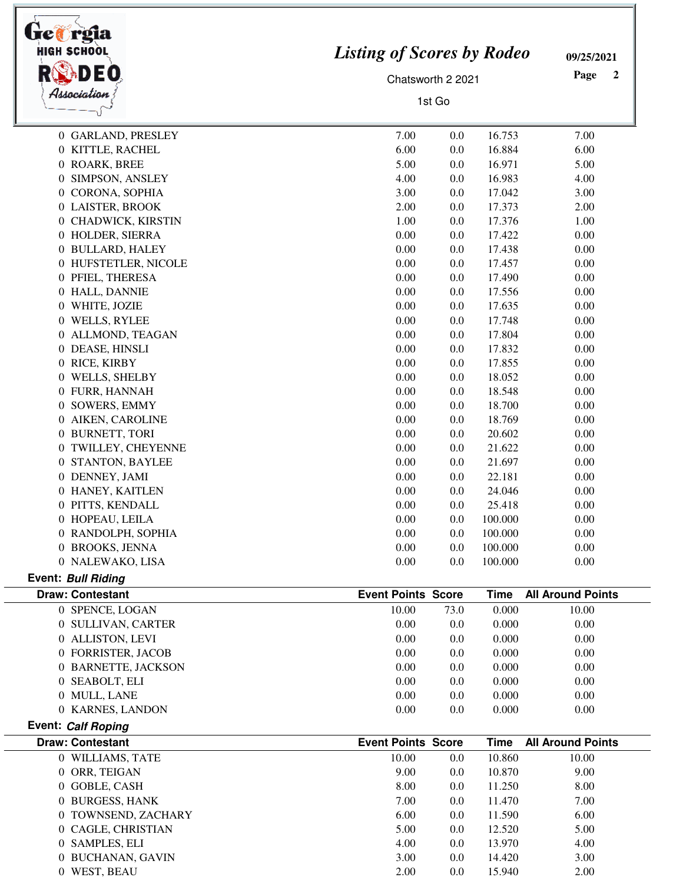# Listing of Scores by Rodeo

Chatsworth 2 2021

1st Go

| Draw: Contestant | Event Points | Score | Time | All Around Points |
|---|---|---|---|---|
| 0 GARLAND, PRESLEY | 7.00 | 0.0 | 16.753 | 7.00 |
| 0 KITTLE, RACHEL | 6.00 | 0.0 | 16.884 | 6.00 |
| 0 ROARK, BREE | 5.00 | 0.0 | 16.971 | 5.00 |
| 0 SIMPSON, ANSLEY | 4.00 | 0.0 | 16.983 | 4.00 |
| 0 CORONA, SOPHIA | 3.00 | 0.0 | 17.042 | 3.00 |
| 0 LAISTER, BROOK | 2.00 | 0.0 | 17.373 | 2.00 |
| 0 CHADWICK, KIRSTIN | 1.00 | 0.0 | 17.376 | 1.00 |
| 0 HOLDER, SIERRA | 0.00 | 0.0 | 17.422 | 0.00 |
| 0 BULLARD, HALEY | 0.00 | 0.0 | 17.438 | 0.00 |
| 0 HUFSTETLER, NICOLE | 0.00 | 0.0 | 17.457 | 0.00 |
| 0 PFIEL, THERESA | 0.00 | 0.0 | 17.490 | 0.00 |
| 0 HALL, DANNIE | 0.00 | 0.0 | 17.556 | 0.00 |
| 0 WHITE, JOZIE | 0.00 | 0.0 | 17.635 | 0.00 |
| 0 WELLS, RYLEE | 0.00 | 0.0 | 17.748 | 0.00 |
| 0 ALLMOND, TEAGAN | 0.00 | 0.0 | 17.804 | 0.00 |
| 0 DEASE, HINSLI | 0.00 | 0.0 | 17.832 | 0.00 |
| 0 RICE, KIRBY | 0.00 | 0.0 | 17.855 | 0.00 |
| 0 WELLS, SHELBY | 0.00 | 0.0 | 18.052 | 0.00 |
| 0 FURR, HANNAH | 0.00 | 0.0 | 18.548 | 0.00 |
| 0 SOWERS, EMMY | 0.00 | 0.0 | 18.700 | 0.00 |
| 0 AIKEN, CAROLINE | 0.00 | 0.0 | 18.769 | 0.00 |
| 0 BURNETT, TORI | 0.00 | 0.0 | 20.602 | 0.00 |
| 0 TWILLEY, CHEYENNE | 0.00 | 0.0 | 21.622 | 0.00 |
| 0 STANTON, BAYLEE | 0.00 | 0.0 | 21.697 | 0.00 |
| 0 DENNEY, JAMI | 0.00 | 0.0 | 22.181 | 0.00 |
| 0 HANEY, KAITLEN | 0.00 | 0.0 | 24.046 | 0.00 |
| 0 PITTS, KENDALL | 0.00 | 0.0 | 25.418 | 0.00 |
| 0 HOPEAU, LEILA | 0.00 | 0.0 | 100.000 | 0.00 |
| 0 RANDOLPH, SOPHIA | 0.00 | 0.0 | 100.000 | 0.00 |
| 0 BROOKS, JENNA | 0.00 | 0.0 | 100.000 | 0.00 |
| 0 NALEWAKO, LISA | 0.00 | 0.0 | 100.000 | 0.00 |

**Event:** ***Bull Riding***

| Draw: Contestant | Event Points | Score | Time | All Around Points |
|---|---|---|---|---|
| 0 SPENCE, LOGAN | 10.00 | 73.0 | 0.000 | 10.00 |
| 0 SULLIVAN, CARTER | 0.00 | 0.0 | 0.000 | 0.00 |
| 0 ALLISTON, LEVI | 0.00 | 0.0 | 0.000 | 0.00 |
| 0 FORRISTER, JACOB | 0.00 | 0.0 | 0.000 | 0.00 |
| 0 BARNETTE, JACKSON | 0.00 | 0.0 | 0.000 | 0.00 |
| 0 SEABOLT, ELI | 0.00 | 0.0 | 0.000 | 0.00 |
| 0 MULL, LANE | 0.00 | 0.0 | 0.000 | 0.00 |
| 0 KARNES, LANDON | 0.00 | 0.0 | 0.000 | 0.00 |

**Event:** ***Calf Roping***

| Draw: Contestant | Event Points | Score | Time | All Around Points |
|---|---|---|---|---|
| 0 WILLIAMS, TATE | 10.00 | 0.0 | 10.860 | 10.00 |
| 0 ORR, TEIGAN | 9.00 | 0.0 | 10.870 | 9.00 |
| 0 GOBLE, CASH | 8.00 | 0.0 | 11.250 | 8.00 |
| 0 BURGESS, HANK | 7.00 | 0.0 | 11.470 | 7.00 |
| 0 TOWNSEND, ZACHARY | 6.00 | 0.0 | 11.590 | 6.00 |
| 0 CAGLE, CHRISTIAN | 5.00 | 0.0 | 12.520 | 5.00 |
| 0 SAMPLES, ELI | 4.00 | 0.0 | 13.970 | 4.00 |
| 0 BUCHANAN, GAVIN | 3.00 | 0.0 | 14.420 | 3.00 |
| 0 WEST, BEAU | 2.00 | 0.0 | 15.940 | 2.00 |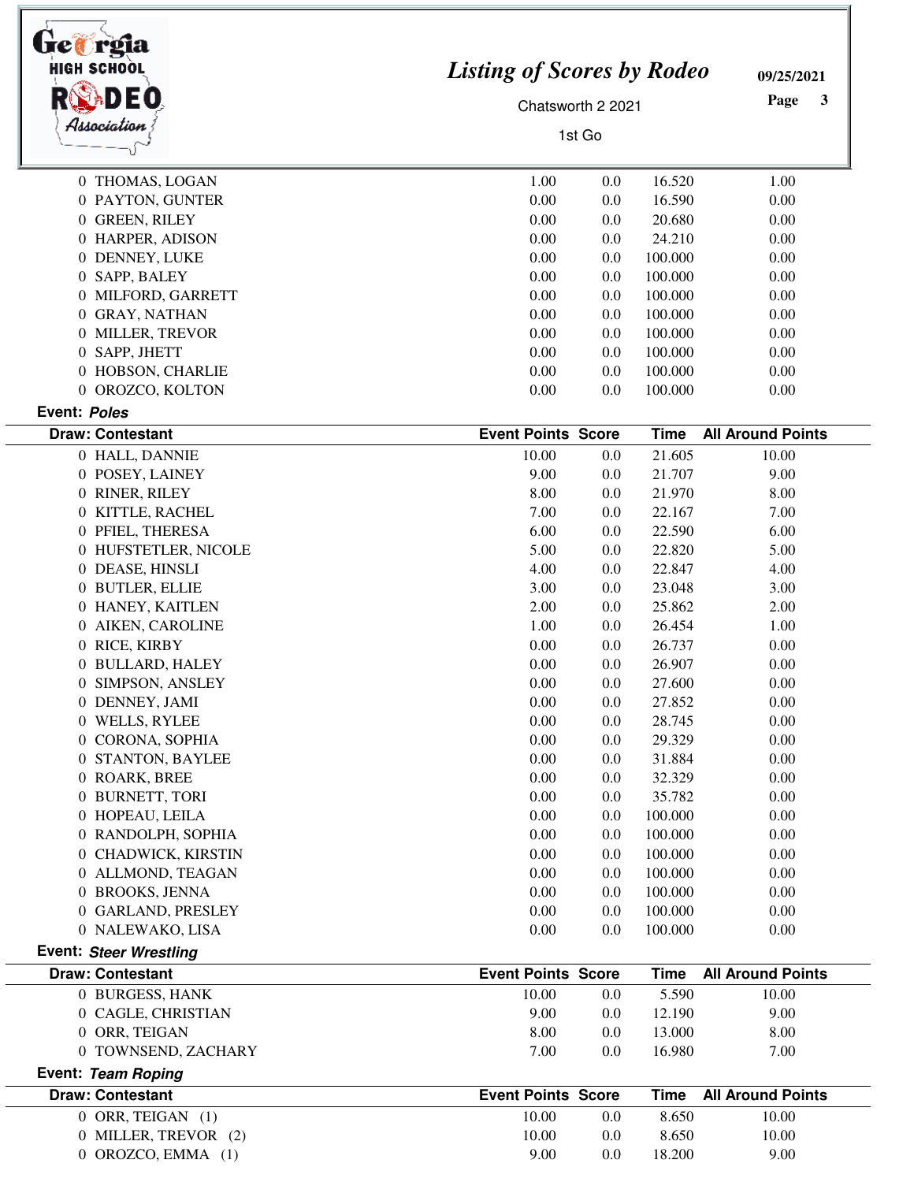| Draw: Contestant | Event Points | Score | Time | All Around Points |
|---|---|---|---|---|
| 0 THOMAS, LOGAN | 1.00 | 0.0 | 16.520 | 1.00 |
| 0 PAYTON, GUNTER | 0.00 | 0.0 | 16.590 | 0.00 |
| 0 GREEN, RILEY | 0.00 | 0.0 | 20.680 | 0.00 |
| 0 HARPER, ADISON | 0.00 | 0.0 | 24.210 | 0.00 |
| 0 DENNEY, LUKE | 0.00 | 0.0 | 100.000 | 0.00 |
| 0 SAPP, BALEY | 0.00 | 0.0 | 100.000 | 0.00 |
| 0 MILFORD, GARRETT | 0.00 | 0.0 | 100.000 | 0.00 |
| 0 GRAY, NATHAN | 0.00 | 0.0 | 100.000 | 0.00 |
| 0 MILLER, TREVOR | 0.00 | 0.0 | 100.000 | 0.00 |
| 0 SAPP, JHETT | 0.00 | 0.0 | 100.000 | 0.00 |
| 0 HOBSON, CHARLIE | 0.00 | 0.0 | 100.000 | 0.00 |
| 0 OROZCO, KOLTON | 0.00 | 0.0 | 100.000 | 0.00 |

**Event: *Poles***

| Draw: Contestant | Event Points | Score | Time | All Around Points |
|---|---|---|---|---|
| 0 HALL, DANNIE | 10.00 | 0.0 | 21.605 | 10.00 |
| 0 POSEY, LAINEY | 9.00 | 0.0 | 21.707 | 9.00 |
| 0 RINER, RILEY | 8.00 | 0.0 | 21.970 | 8.00 |
| 0 KITTLE, RACHEL | 7.00 | 0.0 | 22.167 | 7.00 |
| 0 PFIEL, THERESA | 6.00 | 0.0 | 22.590 | 6.00 |
| 0 HUFSTETLER, NICOLE | 5.00 | 0.0 | 22.820 | 5.00 |
| 0 DEASE, HINSLI | 4.00 | 0.0 | 22.847 | 4.00 |
| 0 BUTLER, ELLIE | 3.00 | 0.0 | 23.048 | 3.00 |
| 0 HANEY, KAITLEN | 2.00 | 0.0 | 25.862 | 2.00 |
| 0 AIKEN, CAROLINE | 1.00 | 0.0 | 26.454 | 1.00 |
| 0 RICE, KIRBY | 0.00 | 0.0 | 26.737 | 0.00 |
| 0 BULLARD, HALEY | 0.00 | 0.0 | 26.907 | 0.00 |
| 0 SIMPSON, ANSLEY | 0.00 | 0.0 | 27.600 | 0.00 |
| 0 DENNEY, JAMI | 0.00 | 0.0 | 27.852 | 0.00 |
| 0 WELLS, RYLEE | 0.00 | 0.0 | 28.745 | 0.00 |
| 0 CORONA, SOPHIA | 0.00 | 0.0 | 29.329 | 0.00 |
| 0 STANTON, BAYLEE | 0.00 | 0.0 | 31.884 | 0.00 |
| 0 ROARK, BREE | 0.00 | 0.0 | 32.329 | 0.00 |
| 0 BURNETT, TORI | 0.00 | 0.0 | 35.782 | 0.00 |
| 0 HOPEAU, LEILA | 0.00 | 0.0 | 100.000 | 0.00 |
| 0 RANDOLPH, SOPHIA | 0.00 | 0.0 | 100.000 | 0.00 |
| 0 CHADWICK, KIRSTIN | 0.00 | 0.0 | 100.000 | 0.00 |
| 0 ALLMOND, TEAGAN | 0.00 | 0.0 | 100.000 | 0.00 |
| 0 BROOKS, JENNA | 0.00 | 0.0 | 100.000 | 0.00 |
| 0 GARLAND, PRESLEY | 0.00 | 0.0 | 100.000 | 0.00 |
| 0 NALEWAKO, LISA | 0.00 | 0.0 | 100.000 | 0.00 |

**Event: *Steer Wrestling***

| Draw: Contestant | Event Points | Score | Time | All Around Points |
|---|---|---|---|---|
| 0 BURGESS, HANK | 10.00 | 0.0 | 5.590 | 10.00 |
| 0 CAGLE, CHRISTIAN | 9.00 | 0.0 | 12.190 | 9.00 |
| 0 ORR, TEIGAN | 8.00 | 0.0 | 13.000 | 8.00 |
| 0 TOWNSEND, ZACHARY | 7.00 | 0.0 | 16.980 | 7.00 |

**Event: *Team Roping***

| Draw: Contestant | Event Points | Score | Time | All Around Points |
|---|---|---|---|---|
| 0 ORR, TEIGAN (1) | 10.00 | 0.0 | 8.650 | 10.00 |
| 0 MILLER, TREVOR (2) | 10.00 | 0.0 | 8.650 | 10.00 |
| 0 OROZCO, EMMA (1) | 9.00 | 0.0 | 18.200 | 9.00 |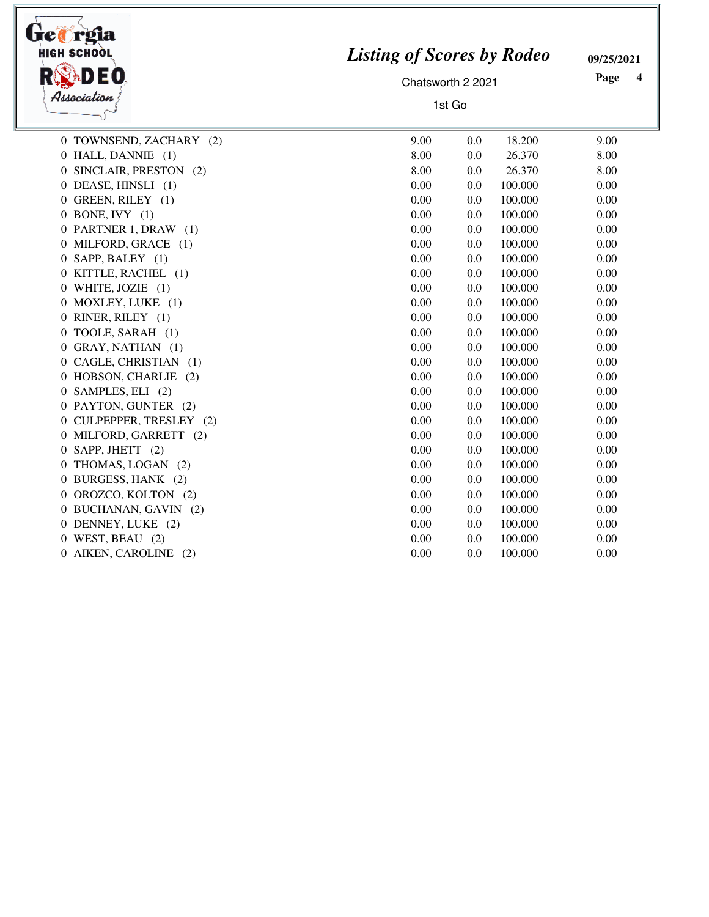# Listing of Scores by Rodeo

Chatsworth 2 2021

1st Go

09/25/2021

| | | | | | |
|---|---|---|---|---|---|
| 0 | TOWNSEND, ZACHARY (2) | 9.00 | 0.0 | 18.200 | 9.00 |
| 0 | HALL, DANNIE (1) | 8.00 | 0.0 | 26.370 | 8.00 |
| 0 | SINCLAIR, PRESTON (2) | 8.00 | 0.0 | 26.370 | 8.00 |
| 0 | DEASE, HINSLI (1) | 0.00 | 0.0 | 100.000 | 0.00 |
| 0 | GREEN, RILEY (1) | 0.00 | 0.0 | 100.000 | 0.00 |
| 0 | BONE, IVY (1) | 0.00 | 0.0 | 100.000 | 0.00 |
| 0 | PARTNER 1, DRAW (1) | 0.00 | 0.0 | 100.000 | 0.00 |
| 0 | MILFORD, GRACE (1) | 0.00 | 0.0 | 100.000 | 0.00 |
| 0 | SAPP, BALEY (1) | 0.00 | 0.0 | 100.000 | 0.00 |
| 0 | KITTLE, RACHEL (1) | 0.00 | 0.0 | 100.000 | 0.00 |
| 0 | WHITE, JOZIE (1) | 0.00 | 0.0 | 100.000 | 0.00 |
| 0 | MOXLEY, LUKE (1) | 0.00 | 0.0 | 100.000 | 0.00 |
| 0 | RINER, RILEY (1) | 0.00 | 0.0 | 100.000 | 0.00 |
| 0 | TOOLE, SARAH (1) | 0.00 | 0.0 | 100.000 | 0.00 |
| 0 | GRAY, NATHAN (1) | 0.00 | 0.0 | 100.000 | 0.00 |
| 0 | CAGLE, CHRISTIAN (1) | 0.00 | 0.0 | 100.000 | 0.00 |
| 0 | HOBSON, CHARLIE (2) | 0.00 | 0.0 | 100.000 | 0.00 |
| 0 | SAMPLES, ELI (2) | 0.00 | 0.0 | 100.000 | 0.00 |
| 0 | PAYTON, GUNTER (2) | 0.00 | 0.0 | 100.000 | 0.00 |
| 0 | CULPEPPER, TRESLEY (2) | 0.00 | 0.0 | 100.000 | 0.00 |
| 0 | MILFORD, GARRETT (2) | 0.00 | 0.0 | 100.000 | 0.00 |
| 0 | SAPP, JHETT (2) | 0.00 | 0.0 | 100.000 | 0.00 |
| 0 | THOMAS, LOGAN (2) | 0.00 | 0.0 | 100.000 | 0.00 |
| 0 | BURGESS, HANK (2) | 0.00 | 0.0 | 100.000 | 0.00 |
| 0 | OROZCO, KOLTON (2) | 0.00 | 0.0 | 100.000 | 0.00 |
| 0 | BUCHANAN, GAVIN (2) | 0.00 | 0.0 | 100.000 | 0.00 |
| 0 | DENNEY, LUKE (2) | 0.00 | 0.0 | 100.000 | 0.00 |
| 0 | WEST, BEAU (2) | 0.00 | 0.0 | 100.000 | 0.00 |
| 0 | AIKEN, CAROLINE (2) | 0.00 | 0.0 | 100.000 | 0.00 |